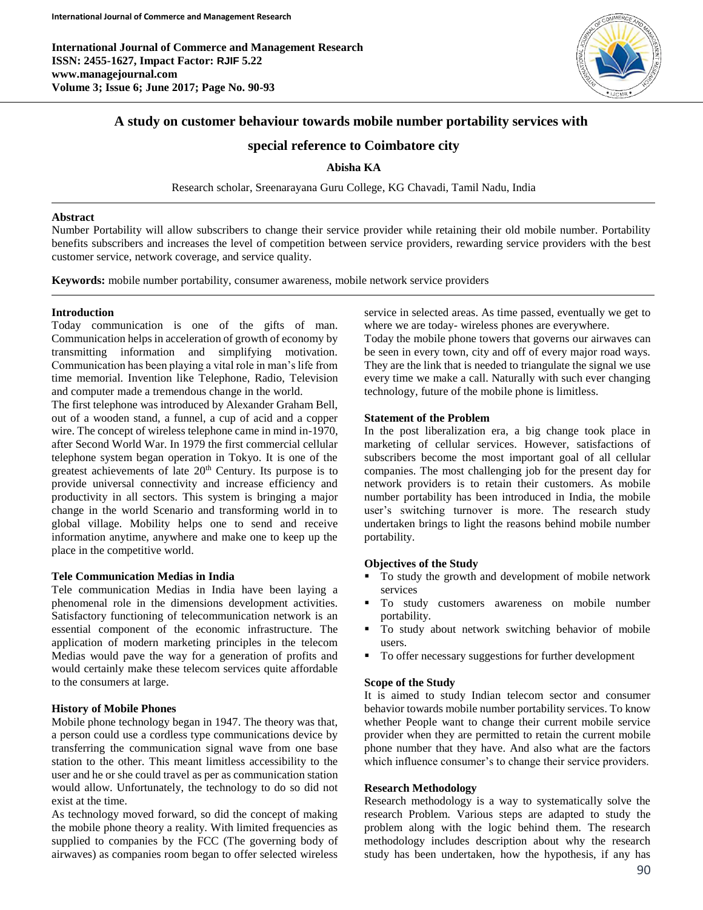# A study on customer behaviour towards mobile number portability services with special reference to Coimbatore city

**Abisha KA**

Research scholar, Sreenarayana Guru College, KG Chavadi, Tamil Nadu, India

**Abstract**

Number Portability will allow subscribers to change their service provider while retaining their old mobile number. Portability benefits subscribers and increases the level of competition between service providers, rewarding service providers with the best customer service, network coverage, and service quality.

**Keywords:** mobile number portability, consumer awareness, mobile network service providers

## Introduction

Today communication is one of the gifts of man. Communication helps in acceleration of growth of economy by transmitting information and simplifying motivation. Communication has been playing a vital role in man's life from time memorial. Invention like Telephone, Radio, Television and computer made a tremendous change in the world.

The first telephone was introduced by Alexander Graham Bell, out of a wooden stand, a funnel, a cup of acid and a copper wire. The concept of wireless telephone came in mind in-1970, after Second World War. In 1979 the first commercial cellular telephone system began operation in Tokyo. It is one of the greatest achievements of late 20th Century. Its purpose is to provide universal connectivity and increase efficiency and productivity in all sectors. This system is bringing a major change in the world Scenario and transforming world in to global village. Mobility helps one to send and receive information anytime, anywhere and make one to keep up the place in the competitive world.

### Tele Communication Medias in India

Tele communication Medias in India have been laying a phenomenal role in the dimensions development activities. Satisfactory functioning of telecommunication network is an essential component of the economic infrastructure. The application of modern marketing principles in the telecom Medias would pave the way for a generation of profits and would certainly make these telecom services quite affordable to the consumers at large.

### History of Mobile Phones

Mobile phone technology began in 1947. The theory was that, a person could use a cordless type communications device by transferring the communication signal wave from one base station to the other. This meant limitless accessibility to the user and he or she could travel as per as communication station would allow. Unfortunately, the technology to do so did not exist at the time.

As technology moved forward, so did the concept of making the mobile phone theory a reality. With limited frequencies as supplied to companies by the FCC (The governing body of airwaves) as companies room began to offer selected wireless service in selected areas. As time passed, eventually we get to where we are today- wireless phones are everywhere.

Today the mobile phone towers that governs our airwaves can be seen in every town, city and off of every major road ways. They are the link that is needed to triangulate the signal we use every time we make a call. Naturally with such ever changing technology, future of the mobile phone is limitless.

### Statement of the Problem

In the post liberalization era, a big change took place in marketing of cellular services. However, satisfactions of subscribers become the most important goal of all cellular companies. The most challenging job for the present day for network providers is to retain their customers. As mobile number portability has been introduced in India, the mobile user's switching turnover is more. The research study undertaken brings to light the reasons behind mobile number portability.

### Objectives of the Study

- To study the growth and development of mobile network services
- To study customers awareness on mobile number portability.
- To study about network switching behavior of mobile users.
- To offer necessary suggestions for further development

### Scope of the Study

It is aimed to study Indian telecom sector and consumer behavior towards mobile number portability services. To know whether People want to change their current mobile service provider when they are permitted to retain the current mobile phone number that they have. And also what are the factors which influence consumer's to change their service providers.

### Research Methodology

Research methodology is a way to systematically solve the research Problem. Various steps are adapted to study the problem along with the logic behind them. The research methodology includes description about why the research study has been undertaken, how the hypothesis, if any has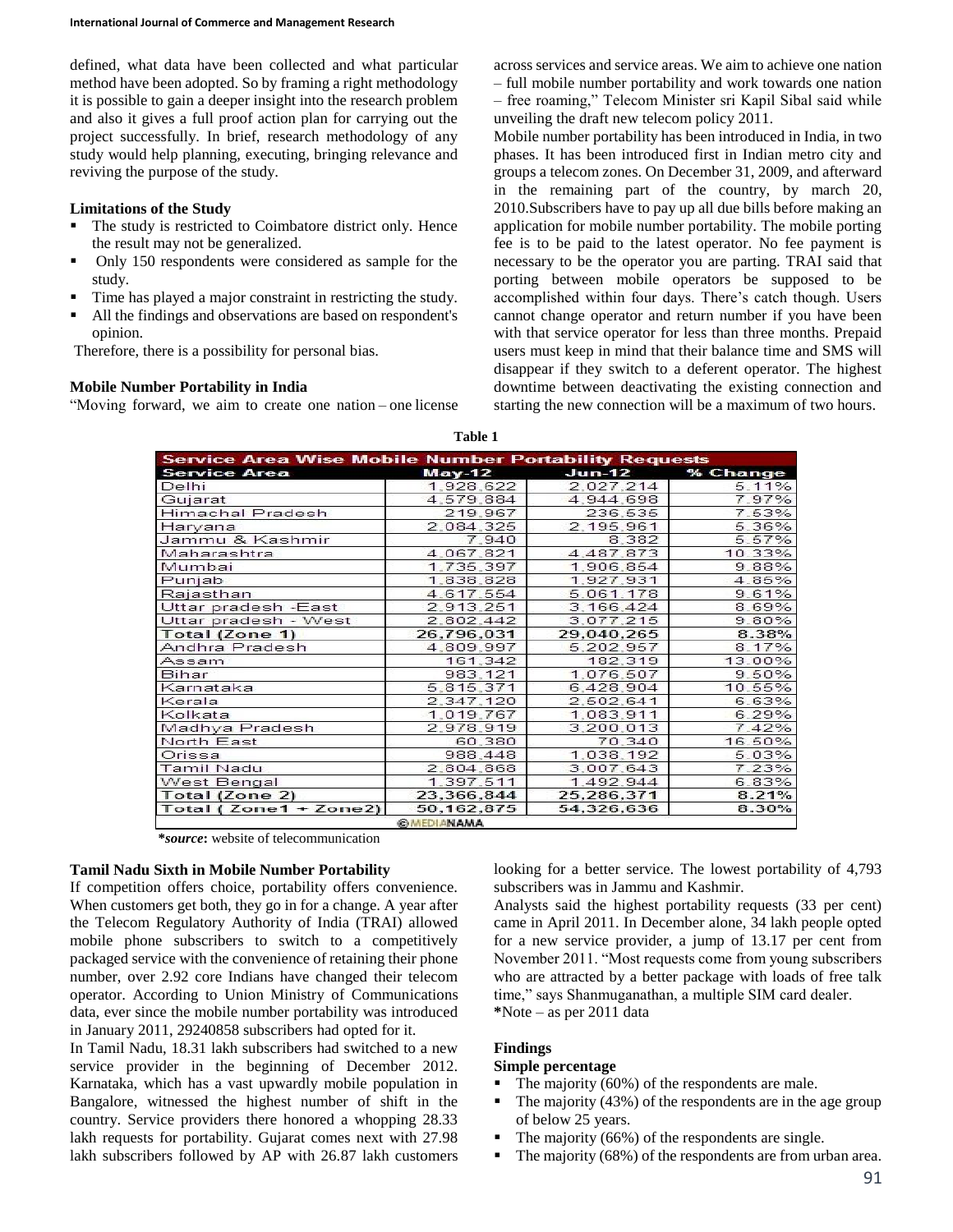defined, what data have been collected and what particular method have been adopted. So by framing a right methodology it is possible to gain a deeper insight into the research problem and also it gives a full proof action plan for carrying out the project successfully. In brief, research methodology of any study would help planning, executing, bringing relevance and reviving the purpose of the study.

### Limitations of the Study

- The study is restricted to Coimbatore district only. Hence the result may not be generalized.
- Only 150 respondents were considered as sample for the study.
- Time has played a major constraint in restricting the study.
- All the findings and observations are based on respondent's opinion.

Therefore, there is a possibility for personal bias.

### Mobile Number Portability in India

"Moving forward, we aim to create one nation – one license across services and service areas. We aim to achieve one nation – full mobile number portability and work towards one nation – free roaming," Telecom Minister sri Kapil Sibal said while unveiling the draft new telecom policy 2011.

Mobile number portability has been introduced in India, in two phases. It has been introduced first in Indian metro city and groups a telecom zones. On December 31, 2009, and afterward in the remaining part of the country, by march 20, 2010.Subscribers have to pay up all due bills before making an application for mobile number portability. The mobile porting fee is to be paid to the latest operator. No fee payment is necessary to be the operator you are parting. TRAI said that porting between mobile operators be supposed to be accomplished within four days. There's catch though. Users cannot change operator and return number if you have been with that service operator for less than three months. Prepaid users must keep in mind that their balance time and SMS will disappear if they switch to a deferent operator. The highest downtime between deactivating the existing connection and starting the new connection will be a maximum of two hours.

**Table 1**

| Service Area Wise Mobile Number Portability Requests | | | |
|---|---|---|---|
| **Service Area** | **May-12** | **Jun-12** | **% Change** |
| Delhi | 1,928,622 | 2,027,214 | 5.11% |
| Gujarat | 4,579,884 | 4,944,698 | 7.97% |
| Himachal Pradesh | 219,967 | 236,535 | 7.53% |
| Haryana | 2,084,325 | 2,195,961 | 5.36% |
| Jammu & Kashmir | 7,940 | 8,382 | 5.57% |
| Maharashtra | 4,067,821 | 4,487,873 | 10.33% |
| Mumbai | 1,735,397 | 1,906,854 | 9.88% |
| Punjab | 1,838,828 | 1,927,931 | 4.85% |
| Rajasthan | 4,617,554 | 5,061,178 | 9.61% |
| Uttar pradesh -East | 2,913,251 | 3,166,424 | 8.69% |
| Uttar pradesh - West | 2,802,442 | 3,077,215 | 9.80% |
| **Total (Zone 1)** | **26,796,031** | **29,040,265** | **8.38%** |
| Andhra Pradesh | 4,809,997 | 5,202,957 | 8.17% |
| Assam | 161,342 | 182,319 | 13.00% |
| Bihar | 983,121 | 1,076,507 | 9.50% |
| Karnataka | 5,815,371 | 6,428,904 | 10.55% |
| Kerala | 2,347,120 | 2,502,641 | 6.63% |
| Kolkata | 1,019,767 | 1,083,911 | 6.29% |
| Madhya Pradesh | 2,978,919 | 3,200,013 | 7.42% |
| North East | 60,380 | 70,340 | 16.50% |
| Orissa | 988,448 | 1,038,192 | 5.03% |
| Tamil Nadu | 2,804,868 | 3,007,643 | 7.23% |
| West Bengal | 1,397,511 | 1,492,944 | 6.83% |
| **Total (Zone 2)** | **23,366,844** | **25,286,371** | **8.21%** |
| **Total ( Zone1 + Zone2)** | **50,162,875** | **54,326,636** | **8.30%** |

©MEDIANAMA

***source*:** website of telecommunication

### Tamil Nadu Sixth in Mobile Number Portability

If competition offers choice, portability offers convenience. When customers get both, they go in for a change. A year after the Telecom Regulatory Authority of India (TRAI) allowed mobile phone subscribers to switch to a competitively packaged service with the convenience of retaining their phone number, over 2.92 core Indians have changed their telecom operator. According to Union Ministry of Communications data, ever since the mobile number portability was introduced in January 2011, 29240858 subscribers had opted for it.

In Tamil Nadu, 18.31 lakh subscribers had switched to a new service provider in the beginning of December 2012. Karnataka, which has a vast upwardly mobile population in Bangalore, witnessed the highest number of shift in the country. Service providers there honored a whopping 28.33 lakh requests for portability. Gujarat comes next with 27.98 lakh subscribers followed by AP with 26.87 lakh customers looking for a better service. The lowest portability of 4,793 subscribers was in Jammu and Kashmir.

Analysts said the highest portability requests (33 per cent) came in April 2011. In December alone, 34 lakh people opted for a new service provider, a jump of 13.17 per cent from November 2011. "Most requests come from young subscribers who are attracted by a better package with loads of free talk time," says Shanmuganathan, a multiple SIM card dealer.

**\***Note – as per 2011 data

### Findings

**Simple percentage**

- The majority (60%) of the respondents are male.
- The majority (43%) of the respondents are in the age group of below 25 years.
- The majority (66%) of the respondents are single.
- The majority (68%) of the respondents are from urban area.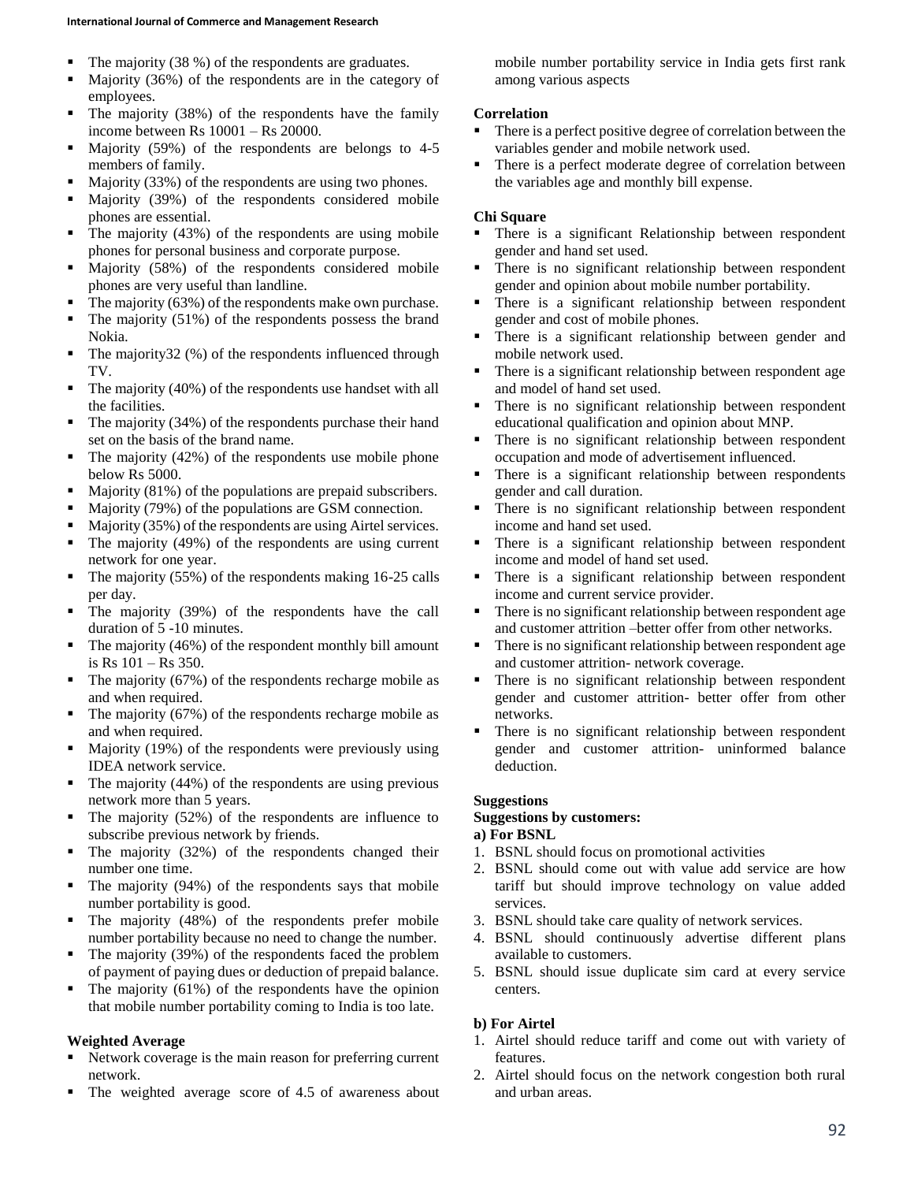- The majority (38 %) of the respondents are graduates.
- Majority (36%) of the respondents are in the category of employees.
- The majority (38%) of the respondents have the family income between Rs 10001 – Rs 20000.
- Majority (59%) of the respondents are belongs to 4-5 members of family.
- Majority (33%) of the respondents are using two phones.
- Majority (39%) of the respondents considered mobile phones are essential.
- The majority (43%) of the respondents are using mobile phones for personal business and corporate purpose.
- Majority (58%) of the respondents considered mobile phones are very useful than landline.
- The majority (63%) of the respondents make own purchase.
- The majority (51%) of the respondents possess the brand Nokia.
- The majority32 (%) of the respondents influenced through TV.
- The majority (40%) of the respondents use handset with all the facilities.
- The majority (34%) of the respondents purchase their hand set on the basis of the brand name.
- The majority (42%) of the respondents use mobile phone below Rs 5000.
- Majority (81%) of the populations are prepaid subscribers.
- Majority (79%) of the populations are GSM connection.
- Majority (35%) of the respondents are using Airtel services.
- The majority (49%) of the respondents are using current network for one year.
- The majority (55%) of the respondents making 16-25 calls per day.
- The majority (39%) of the respondents have the call duration of 5 -10 minutes.
- The majority (46%) of the respondent monthly bill amount is Rs 101 – Rs 350.
- The majority (67%) of the respondents recharge mobile as and when required.
- The majority (67%) of the respondents recharge mobile as and when required.
- Majority (19%) of the respondents were previously using IDEA network service.
- The majority (44%) of the respondents are using previous network more than 5 years.
- The majority (52%) of the respondents are influence to subscribe previous network by friends.
- The majority (32%) of the respondents changed their number one time.
- The majority (94%) of the respondents says that mobile number portability is good.
- The majority (48%) of the respondents prefer mobile number portability because no need to change the number.
- The majority (39%) of the respondents faced the problem of payment of paying dues or deduction of prepaid balance.
- The majority (61%) of the respondents have the opinion that mobile number portability coming to India is too late.

**Weighted Average**

- Network coverage is the main reason for preferring current network.
- The weighted average score of 4.5 of awareness about mobile number portability service in India gets first rank among various aspects

**Correlation**

- There is a perfect positive degree of correlation between the variables gender and mobile network used.
- There is a perfect moderate degree of correlation between the variables age and monthly bill expense.

**Chi Square**

- There is a significant Relationship between respondent gender and hand set used.
- There is no significant relationship between respondent gender and opinion about mobile number portability.
- There is a significant relationship between respondent gender and cost of mobile phones.
- There is a significant relationship between gender and mobile network used.
- There is a significant relationship between respondent age and model of hand set used.
- There is no significant relationship between respondent educational qualification and opinion about MNP.
- There is no significant relationship between respondent occupation and mode of advertisement influenced.
- There is a significant relationship between respondents gender and call duration.
- There is no significant relationship between respondent income and hand set used.
- There is a significant relationship between respondent income and model of hand set used.
- There is a significant relationship between respondent income and current service provider.
- There is no significant relationship between respondent age and customer attrition –better offer from other networks.
- There is no significant relationship between respondent age and customer attrition- network coverage.
- There is no significant relationship between respondent gender and customer attrition- better offer from other networks.
- There is no significant relationship between respondent gender and customer attrition- uninformed balance deduction.

**Suggestions**

**Suggestions by customers:**

**a) For BSNL**

1. BSNL should focus on promotional activities
2. BSNL should come out with value add service are how tariff but should improve technology on value added services.
3. BSNL should take care quality of network services.
4. BSNL should continuously advertise different plans available to customers.
5. BSNL should issue duplicate sim card at every service centers.

**b) For Airtel**

1. Airtel should reduce tariff and come out with variety of features.
2. Airtel should focus on the network congestion both rural and urban areas.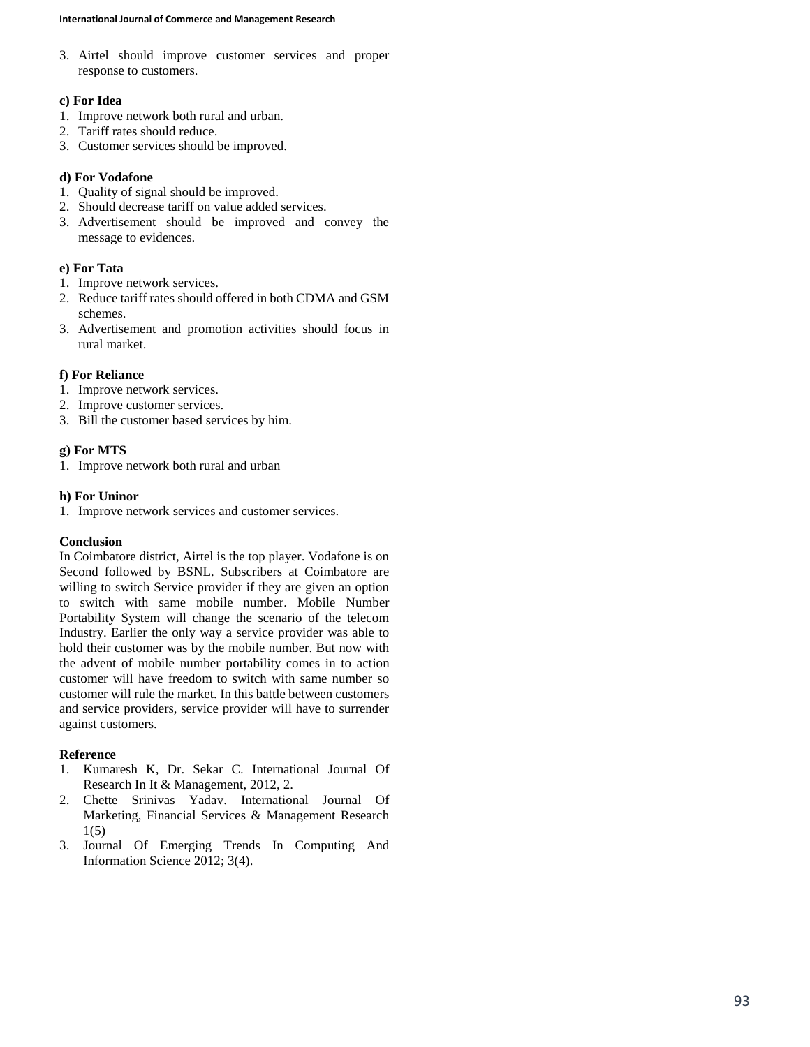3. Airtel should improve customer services and proper response to customers.

**c) For Idea**

1. Improve network both rural and urban.
2. Tariff rates should reduce.
3. Customer services should be improved.

**d) For Vodafone**

1. Quality of signal should be improved.
2. Should decrease tariff on value added services.
3. Advertisement should be improved and convey the message to evidences.

**e) For Tata**

1. Improve network services.
2. Reduce tariff rates should offered in both CDMA and GSM schemes.
3. Advertisement and promotion activities should focus in rural market.

**f) For Reliance**

1. Improve network services.
2. Improve customer services.
3. Bill the customer based services by him.

**g) For MTS**

1. Improve network both rural and urban

**h) For Uninor**

1. Improve network services and customer services.

**Conclusion**

In Coimbatore district, Airtel is the top player. Vodafone is on Second followed by BSNL. Subscribers at Coimbatore are willing to switch Service provider if they are given an option to switch with same mobile number. Mobile Number Portability System will change the scenario of the telecom Industry. Earlier the only way a service provider was able to hold their customer was by the mobile number. But now with the advent of mobile number portability comes in to action customer will have freedom to switch with same number so customer will rule the market. In this battle between customers and service providers, service provider will have to surrender against customers.

**Reference**

1. Kumaresh K, Dr. Sekar C. International Journal Of Research In It & Management, 2012, 2.
2. Chette Srinivas Yadav. International Journal Of Marketing, Financial Services & Management Research 1(5)
3. Journal Of Emerging Trends In Computing And Information Science 2012; 3(4).